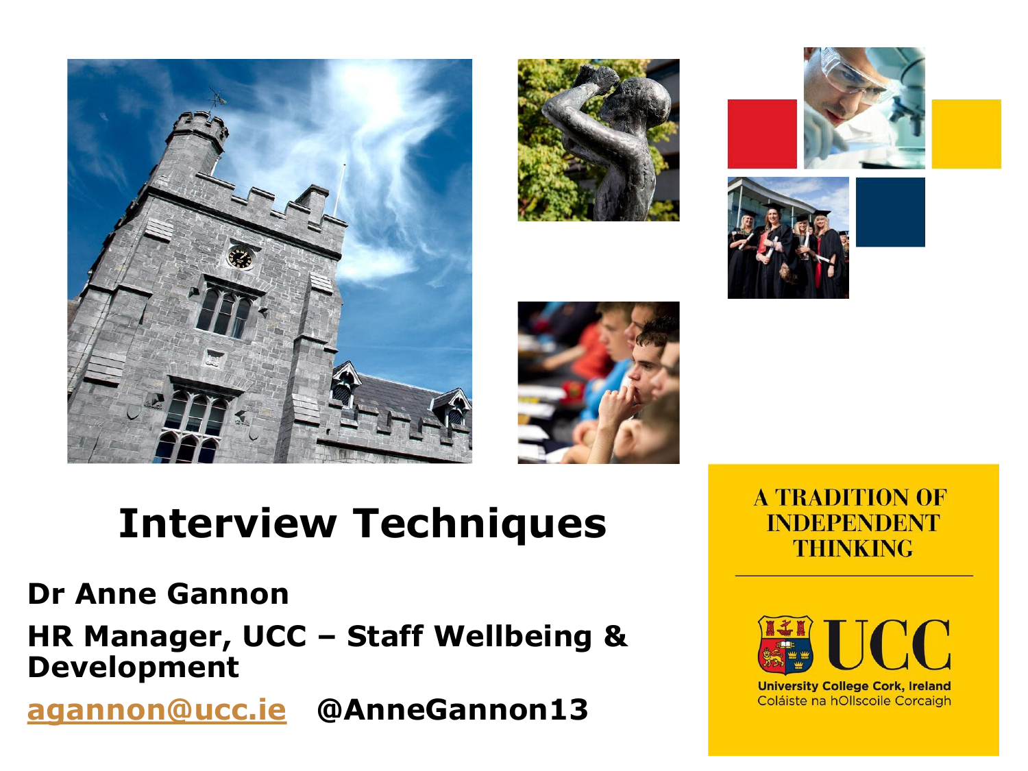# Interview Techniques

**Dr Anne Gannon**

**HR Manager, UCC – Staff Wellbeing & Development**

**agannon@ucc.ie** **@AnneGannon13**

A TRADITION OF INDEPENDENT THINKING

UCC

University College Cork, Ireland
Coláiste na hOllscoile Corcaigh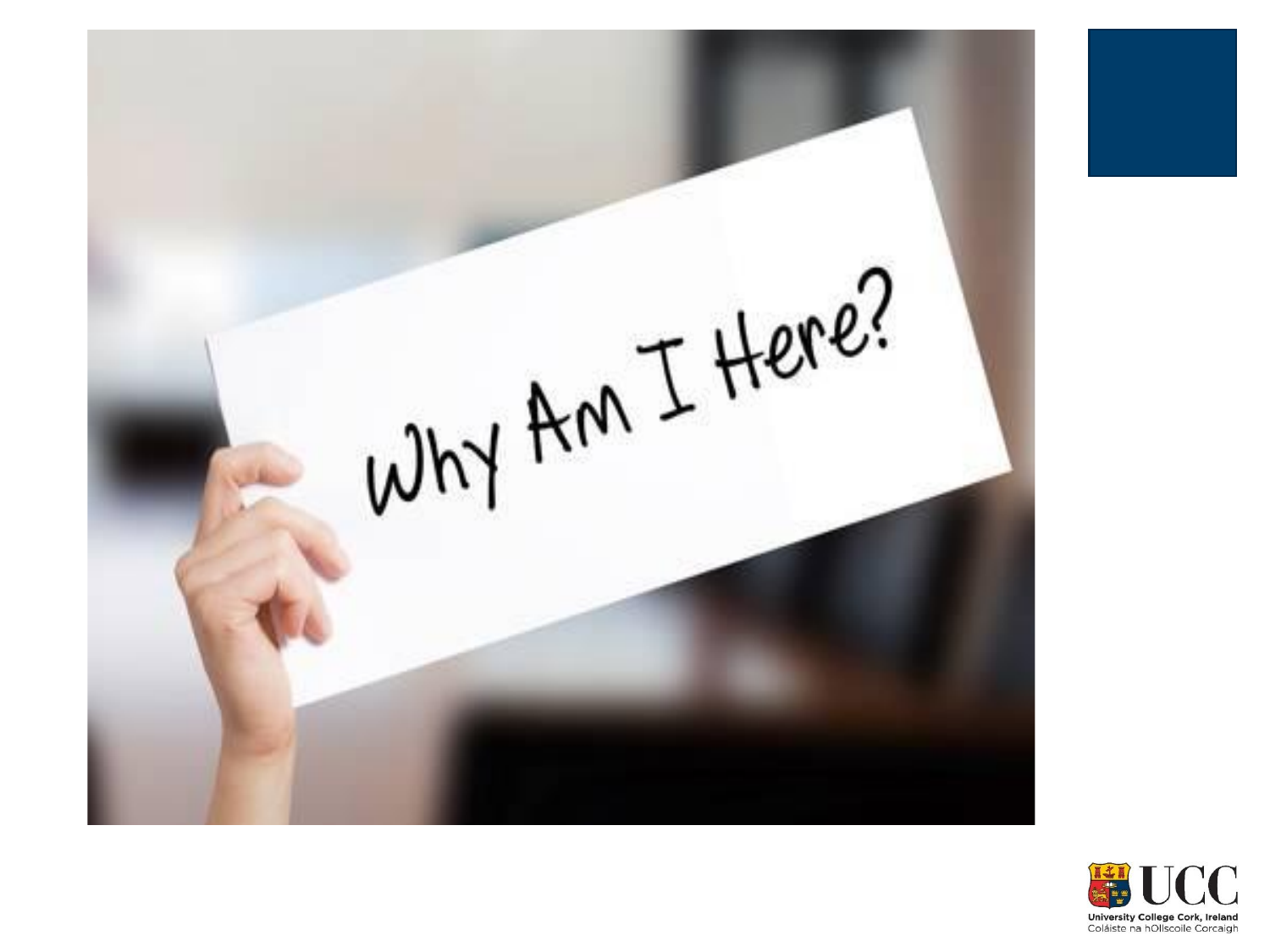Why Am I Here?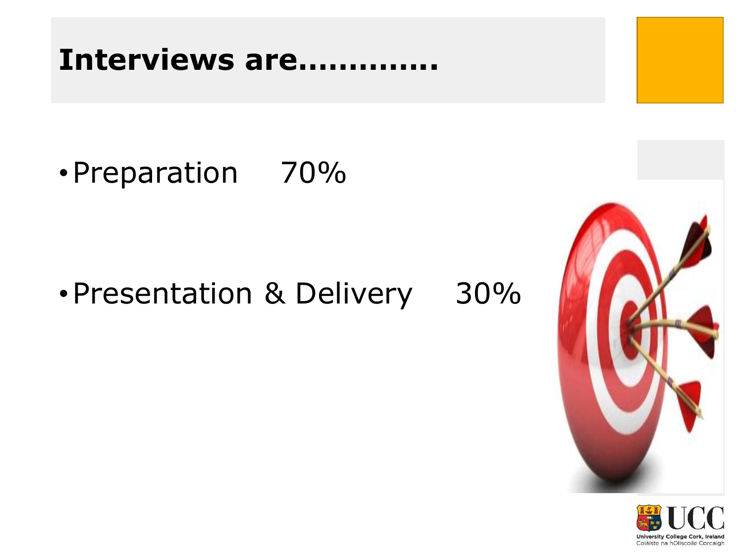# Interviews are………….

- Preparation 70%
- Presentation & Delivery 30%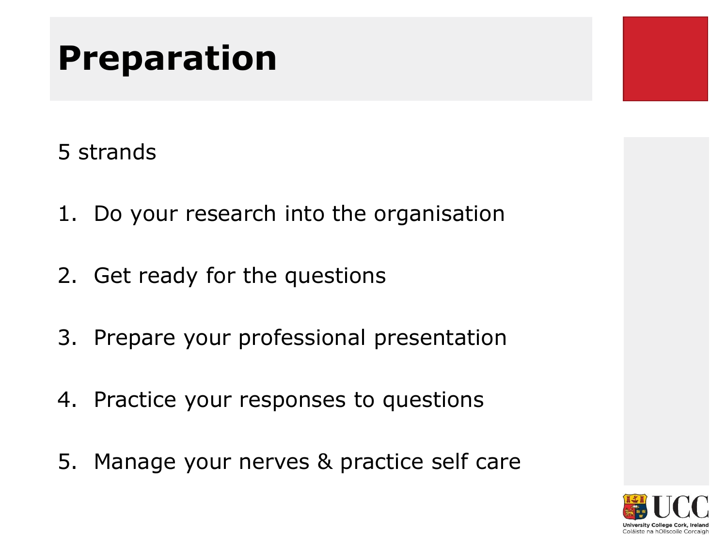# Preparation

5 strands

1. Do your research into the organisation
2. Get ready for the questions
3. Prepare your professional presentation
4. Practice your responses to questions
5. Manage your nerves & practice self care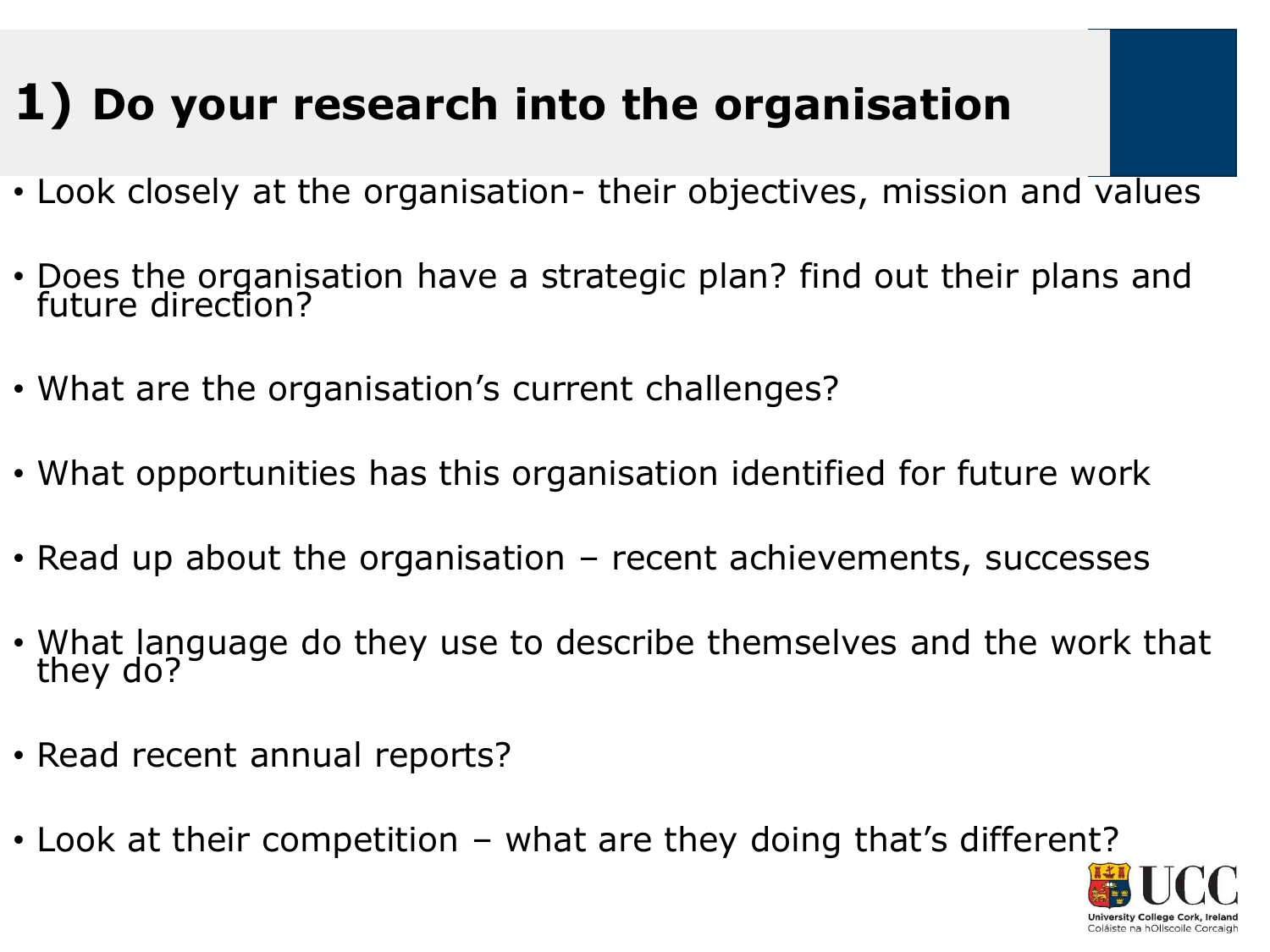# 1) Do your research into the organisation

- Look closely at the organisation- their objectives, mission and values
- Does the organisation have a strategic plan? find out their plans and future direction?
- What are the organisation's current challenges?
- What opportunities has this organisation identified for future work
- Read up about the organisation – recent achievements, successes
- What language do they use to describe themselves and the work that they do?
- Read recent annual reports?
- Look at their competition – what are they doing that's different?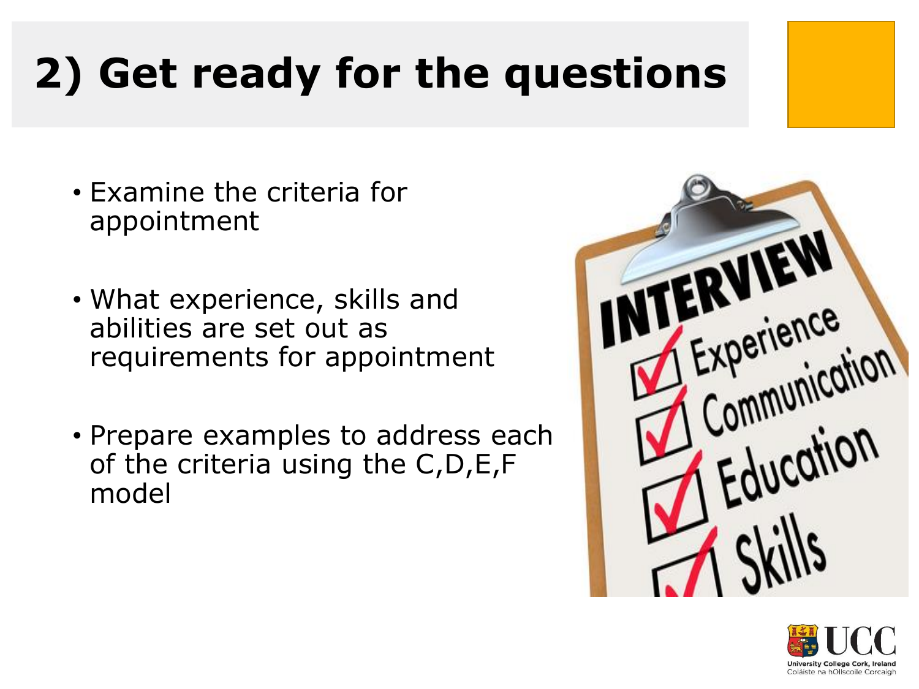# 2) Get ready for the questions

- Examine the criteria for appointment
- What experience, skills and abilities are set out as requirements for appointment
- Prepare examples to address each of the criteria using the C,D,E,F model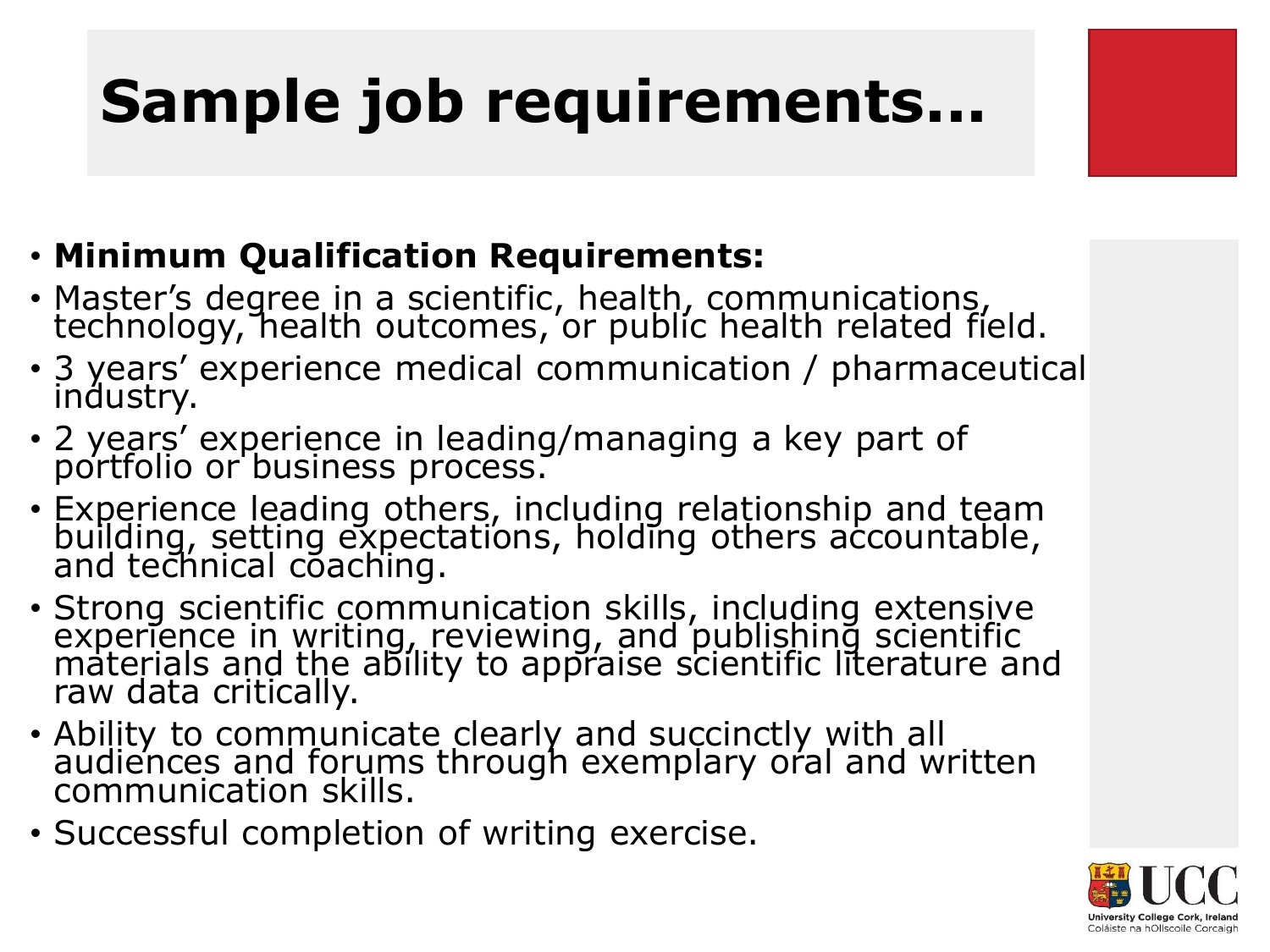# Sample job requirements…

- **Minimum Qualification Requirements:**
- Master's degree in a scientific, health, communications, technology, health outcomes, or public health related field.
- 3 years' experience medical communication / pharmaceutical industry.
- 2 years' experience in leading/managing a key part of portfolio or business process.
- Experience leading others, including relationship and team building, setting expectations, holding others accountable, and technical coaching.
- Strong scientific communication skills, including extensive experience in writing, reviewing, and publishing scientific materials and the ability to appraise scientific literature and raw data critically.
- Ability to communicate clearly and succinctly with all audiences and forums through exemplary oral and written communication skills.
- Successful completion of writing exercise.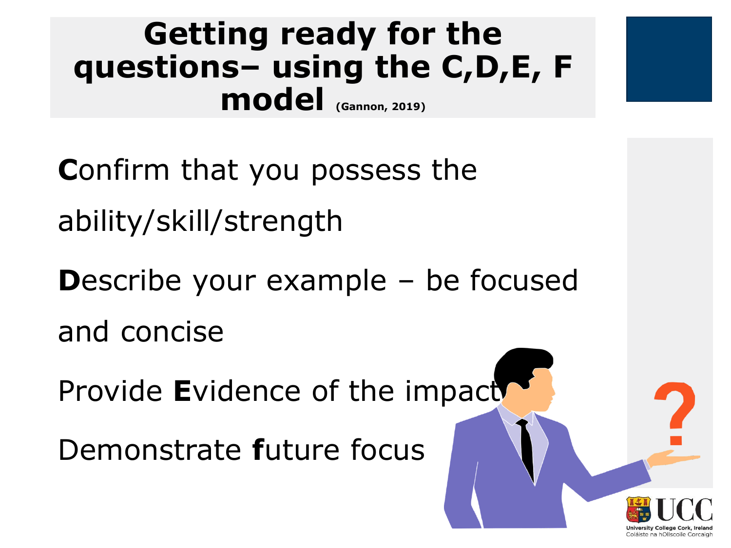# Getting ready for the questions– using the C,D,E, F model (Gannon, 2019)

**C**onfirm that you possess the ability/skill/strength

**D**escribe your example – be focused and concise

Provide **E**vidence of the impact

Demonstrate **f**uture focus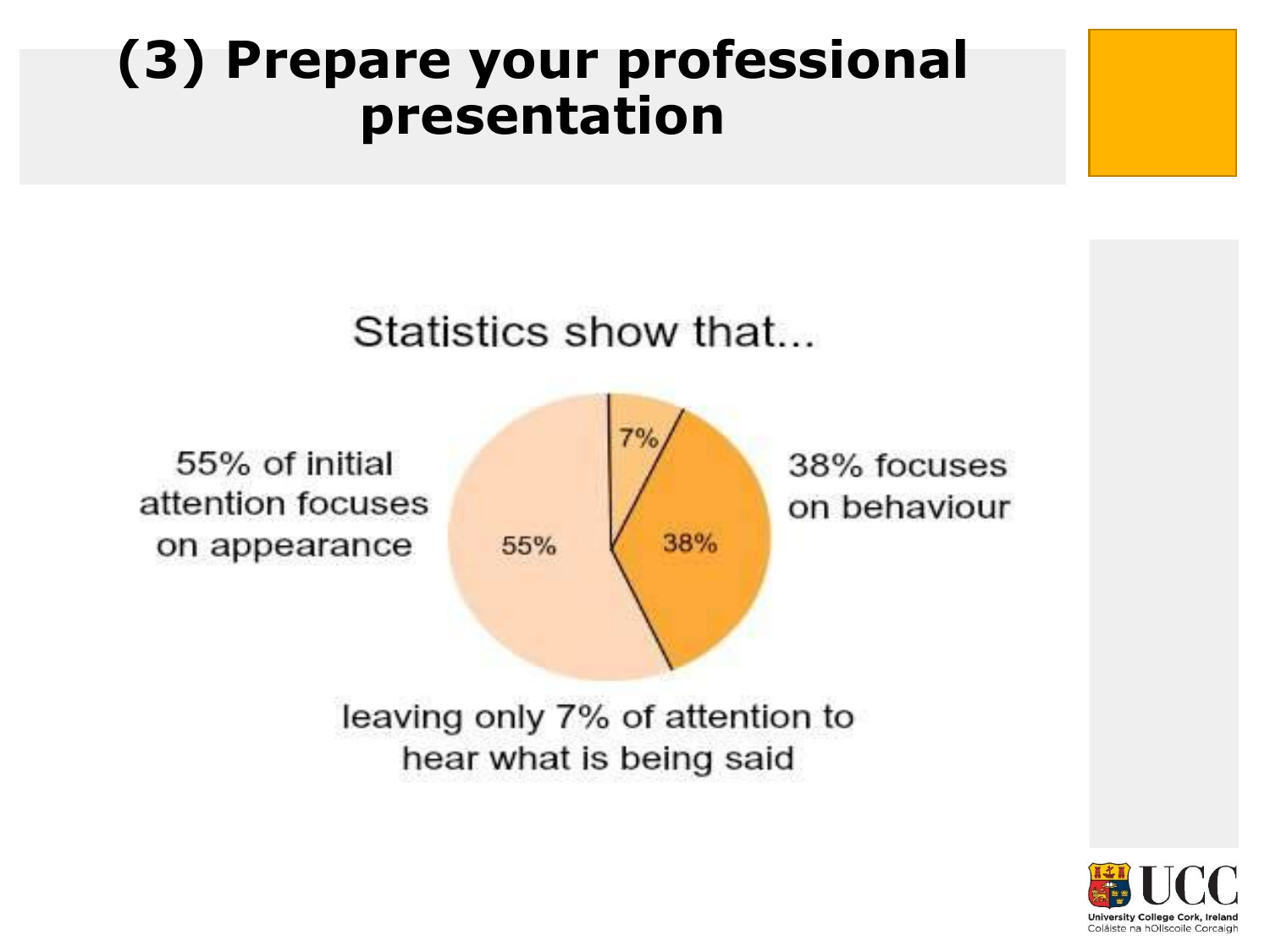# (3) Prepare your professional presentation

Statistics show that...

55% of initial attention focuses on appearance

38% focuses on behaviour

7% | 38% | 55%

leaving only 7% of attention to hear what is being said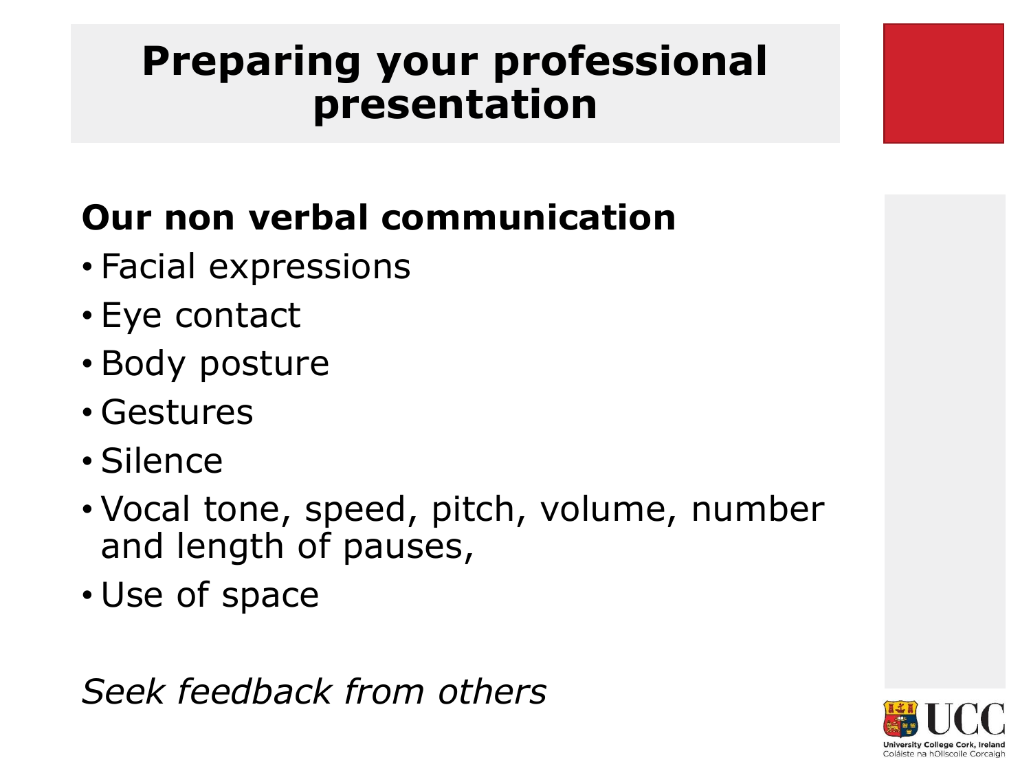# Preparing your professional presentation

**Our non verbal communication**

- Facial expressions
- Eye contact
- Body posture
- Gestures
- Silence
- Vocal tone, speed, pitch, volume, number and length of pauses,
- Use of space

*Seek feedback from others*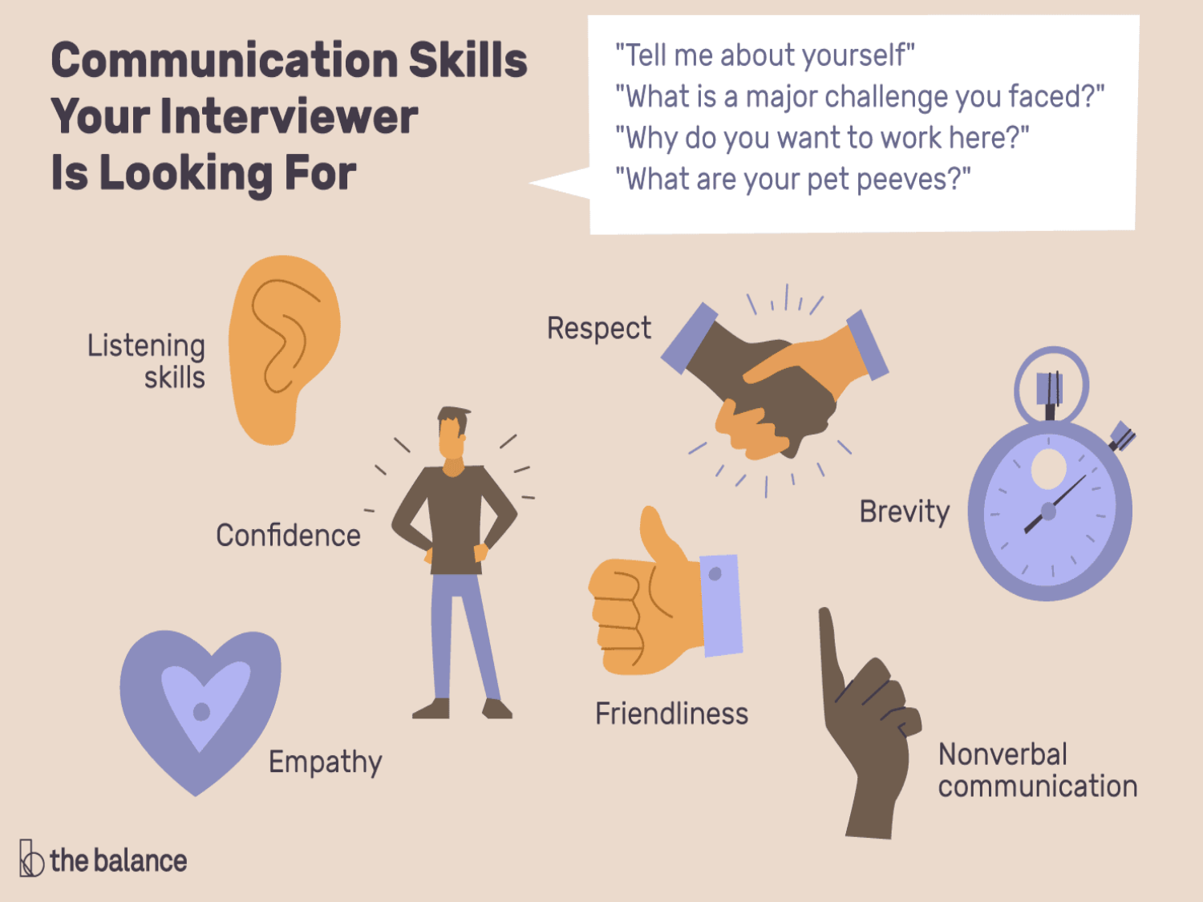# Communication Skills Your Interviewer Is Looking For

"Tell me about yourself"
"What is a major challenge you faced?"
"Why do you want to work here?"
"What are your pet peeves?"

Listening skills

Respect

Confidence

Brevity

Friendliness

Empathy

Nonverbal communication

the balance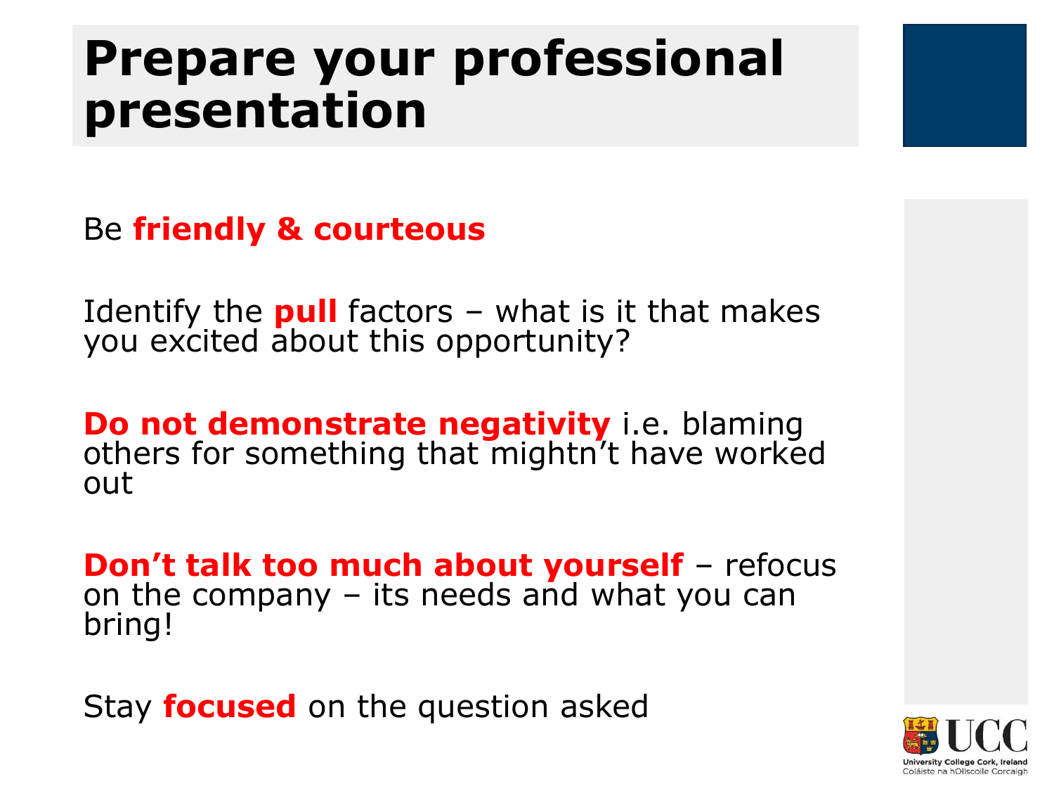# Prepare your professional presentation

Be **friendly & courteous**

Identify the **pull** factors – what is it that makes you excited about this opportunity?

**Do not demonstrate negativity** i.e. blaming others for something that mightn't have worked out

**Don't talk too much about yourself** – refocus on the company – its needs and what you can bring!

Stay **focused** on the question asked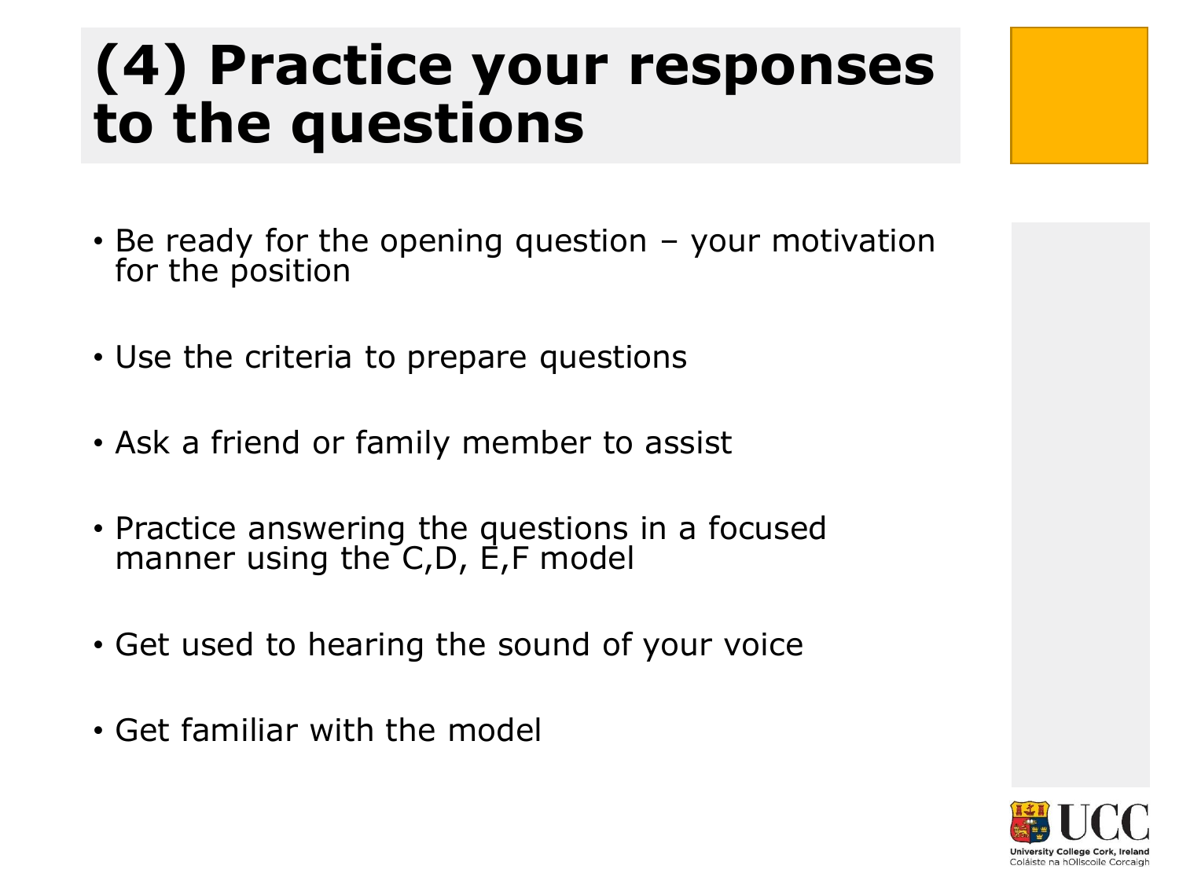# (4) Practice your responses to the questions

- Be ready for the opening question – your motivation for the position
- Use the criteria to prepare questions
- Ask a friend or family member to assist
- Practice answering the questions in a focused manner using the C,D, E,F model
- Get used to hearing the sound of your voice
- Get familiar with the model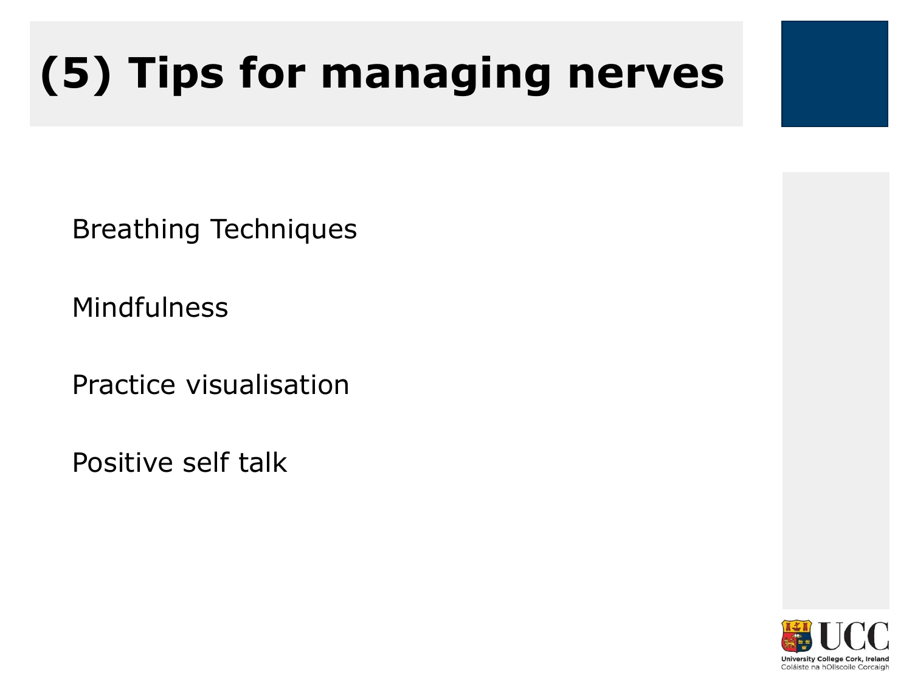# (5) Tips for managing nerves

Breathing Techniques

Mindfulness

Practice visualisation

Positive self talk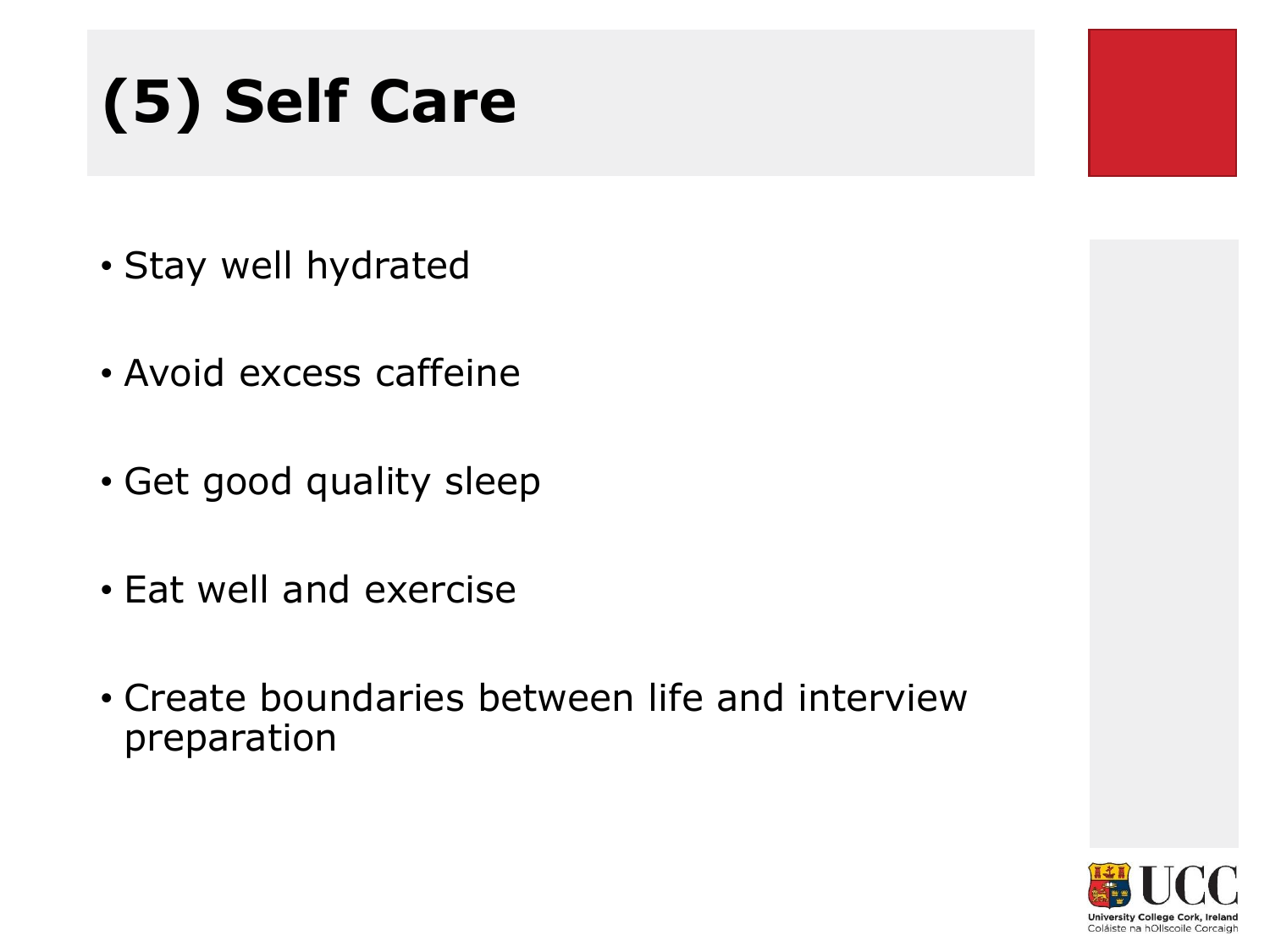# (5) Self Care

- Stay well hydrated
- Avoid excess caffeine
- Get good quality sleep
- Eat well and exercise
- Create boundaries between life and interview preparation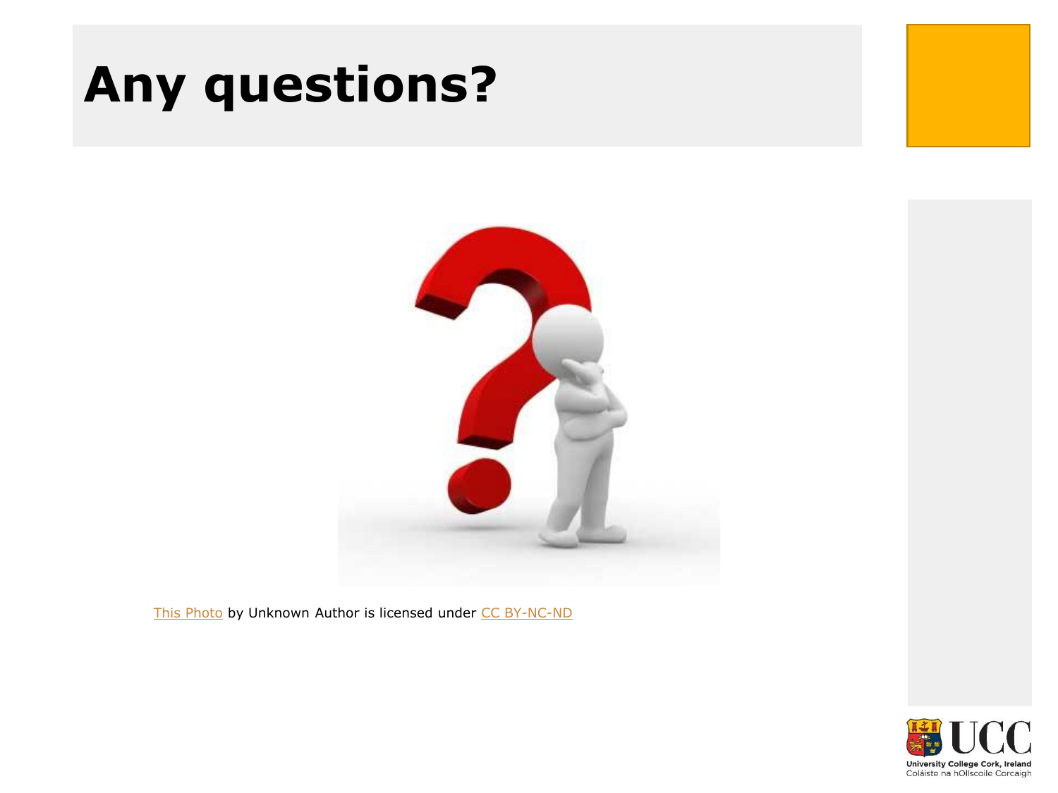# Any questions?

This Photo by Unknown Author is licensed under CC BY-NC-ND